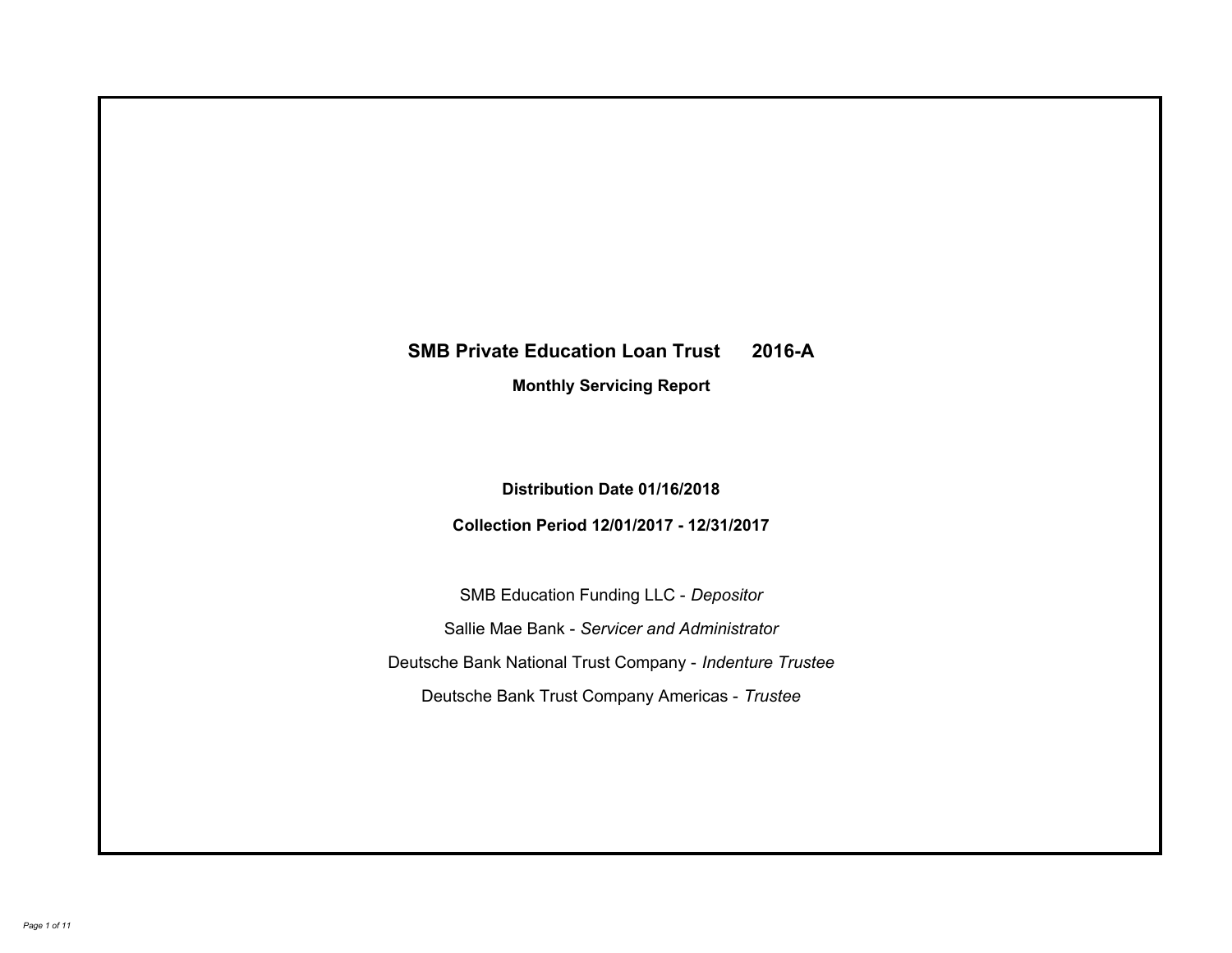# SMB Private Education Loan Trust 2016-A

## Monthly Servicing Report

**Distribution Date 01/16/2018**

**Collection Period 12/01/2017 - 12/31/2017**

SMB Education Funding LLC - *Depositor*

Sallie Mae Bank - *Servicer and Administrator*

Deutsche Bank National Trust Company - *Indenture Trustee*

Deutsche Bank Trust Company Americas - *Trustee*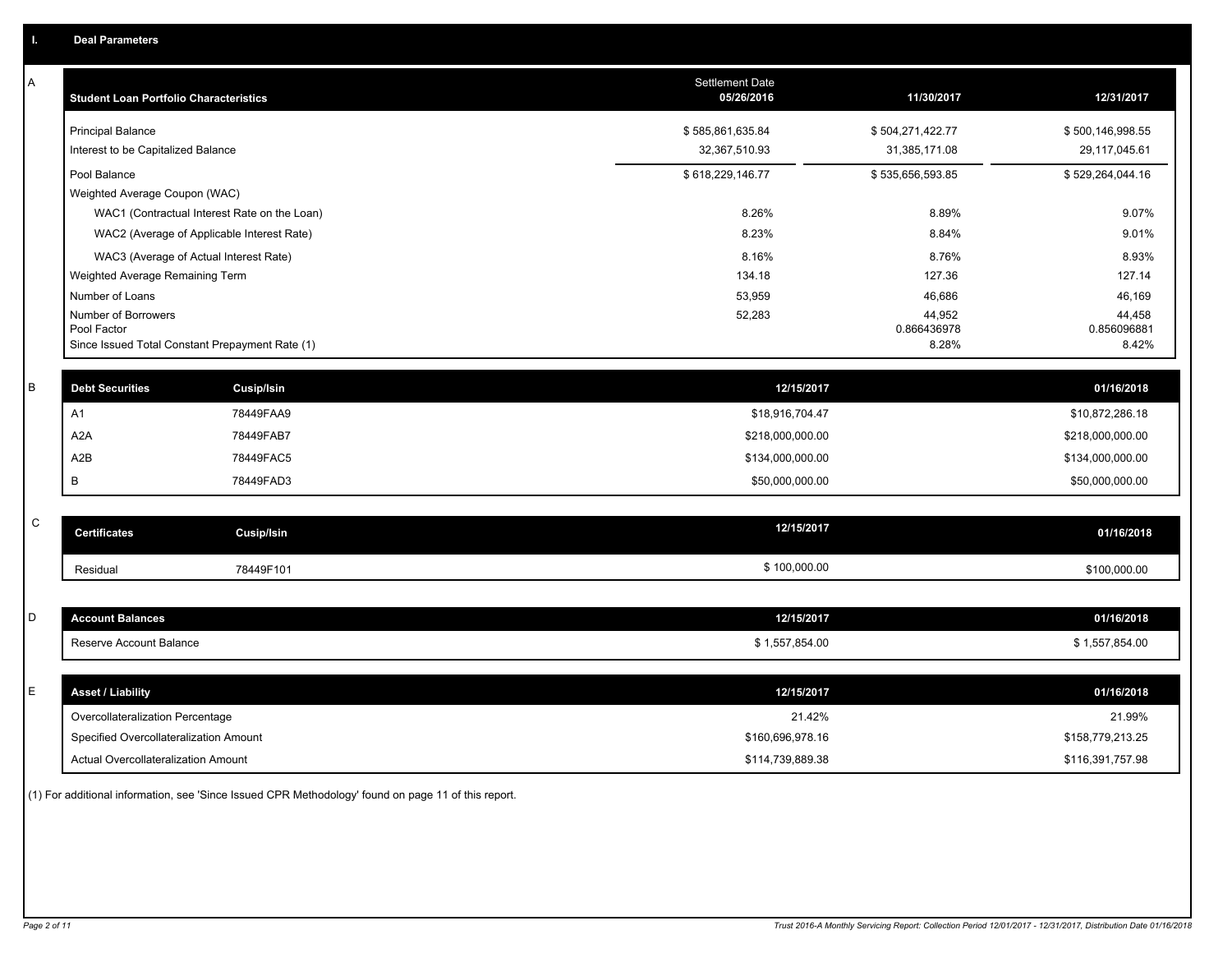## I. Deal Parameters

### A

| Student Loan Portfolio Characteristics | Settlement Date 05/26/2016 | 11/30/2017 | 12/31/2017 |
|---|---|---|---|
| Principal Balance | $ 585,861,635.84 | $ 504,271,422.77 | $ 500,146,998.55 |
| Interest to be Capitalized Balance | 32,367,510.93 | 31,385,171.08 | 29,117,045.61 |
| Pool Balance | $ 618,229,146.77 | $ 535,656,593.85 | $ 529,264,044.16 |
| Weighted Average Coupon (WAC) | | | |
| WAC1 (Contractual Interest Rate on the Loan) | 8.26% | 8.89% | 9.07% |
| WAC2 (Average of Applicable Interest Rate) | 8.23% | 8.84% | 9.01% |
| WAC3 (Average of Actual Interest Rate) | 8.16% | 8.76% | 8.93% |
| Weighted Average Remaining Term | 134.18 | 127.36 | 127.14 |
| Number of Loans | 53,959 | 46,686 | 46,169 |
| Number of Borrowers | 52,283 | 44,952 | 44,458 |
| Pool Factor | | 0.866436978 | 0.856096881 |
| Since Issued Total Constant Prepayment Rate (1) | | 8.28% | 8.42% |

### B

| Debt Securities | Cusip/Isin | 12/15/2017 | 01/16/2018 |
|---|---|---|---|
| A1 | 78449FAA9 | $18,916,704.47 | $10,872,286.18 |
| A2A | 78449FAB7 | $218,000,000.00 | $218,000,000.00 |
| A2B | 78449FAC5 | $134,000,000.00 | $134,000,000.00 |
| B | 78449FAD3 | $50,000,000.00 | $50,000,000.00 |

### C

| Certificates | Cusip/Isin | 12/15/2017 | 01/16/2018 |
|---|---|---|---|
| Residual | 78449F101 | $ 100,000.00 | $100,000.00 |

### D

| Account Balances | 12/15/2017 | 01/16/2018 |
|---|---|---|
| Reserve Account Balance | $ 1,557,854.00 | $ 1,557,854.00 |

### E

| Asset / Liability | 12/15/2017 | 01/16/2018 |
|---|---|---|
| Overcollateralization Percentage | 21.42% | 21.99% |
| Specified Overcollateralization Amount | $160,696,978.16 | $158,779,213.25 |
| Actual Overcollateralization Amount | $114,739,889.38 | $116,391,757.98 |

(1) For additional information, see 'Since Issued CPR Methodology' found on page 11 of this report.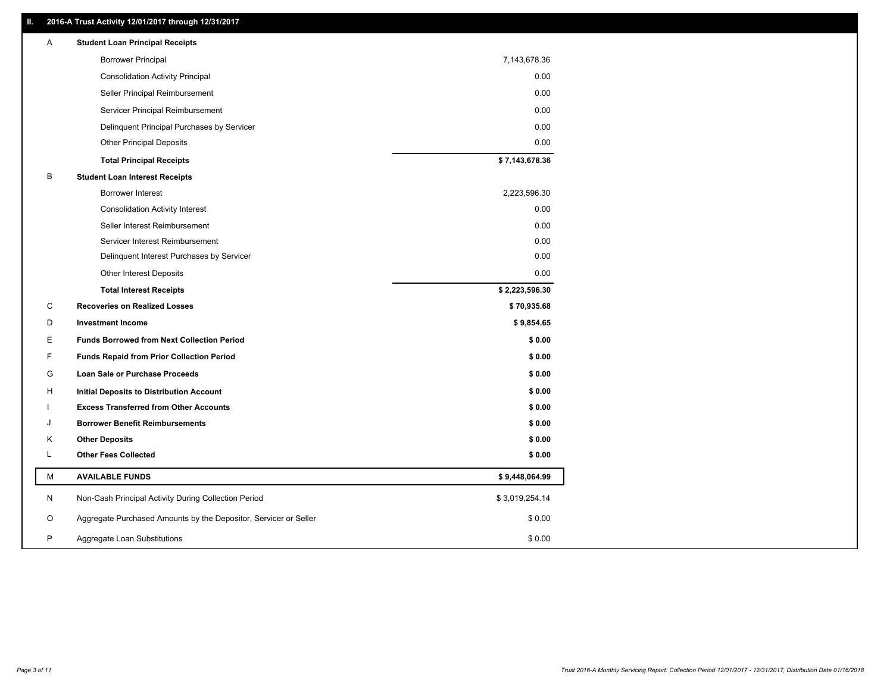## II. 2016-A Trust Activity 12/01/2017 through 12/31/2017

| | | |
|---|---|---|
| A | **Student Loan Principal Receipts** | |
| | Borrower Principal | 7,143,678.36 |
| | Consolidation Activity Principal | 0.00 |
| | Seller Principal Reimbursement | 0.00 |
| | Servicer Principal Reimbursement | 0.00 |
| | Delinquent Principal Purchases by Servicer | 0.00 |
| | Other Principal Deposits | 0.00 |
| | **Total Principal Receipts** | **$ 7,143,678.36** |
| B | **Student Loan Interest Receipts** | |
| | Borrower Interest | 2,223,596.30 |
| | Consolidation Activity Interest | 0.00 |
| | Seller Interest Reimbursement | 0.00 |
| | Servicer Interest Reimbursement | 0.00 |
| | Delinquent Interest Purchases by Servicer | 0.00 |
| | Other Interest Deposits | 0.00 |
| | **Total Interest Receipts** | **$ 2,223,596.30** |
| C | **Recoveries on Realized Losses** | **$ 70,935.68** |
| D | **Investment Income** | **$ 9,854.65** |
| E | **Funds Borrowed from Next Collection Period** | **$ 0.00** |
| F | **Funds Repaid from Prior Collection Period** | **$ 0.00** |
| G | **Loan Sale or Purchase Proceeds** | **$ 0.00** |
| H | **Initial Deposits to Distribution Account** | **$ 0.00** |
| I | **Excess Transferred from Other Accounts** | **$ 0.00** |
| J | **Borrower Benefit Reimbursements** | **$ 0.00** |
| K | **Other Deposits** | **$ 0.00** |
| L | **Other Fees Collected** | **$ 0.00** |
| M | **AVAILABLE FUNDS** | **$ 9,448,064.99** |
| N | Non-Cash Principal Activity During Collection Period | $ 3,019,254.14 |
| O | Aggregate Purchased Amounts by the Depositor, Servicer or Seller | $ 0.00 |
| P | Aggregate Loan Substitutions | $ 0.00 |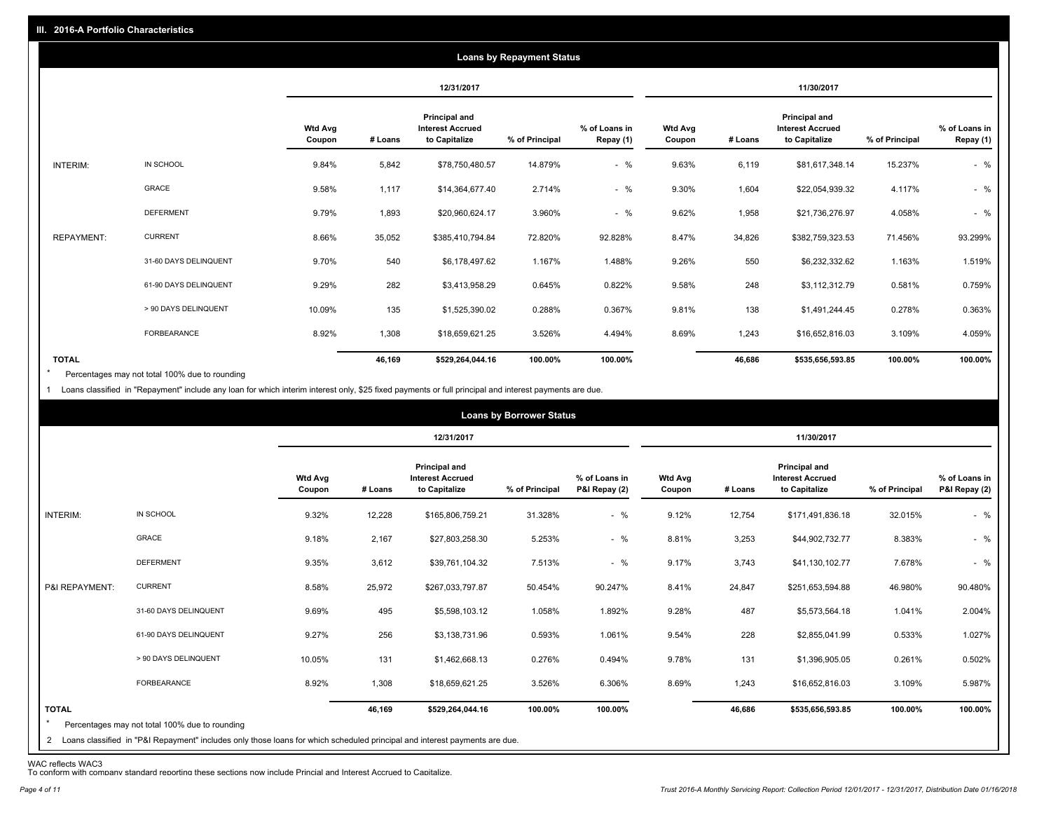## III. 2016-A Portfolio Characteristics

### Loans by Repayment Status

| | | 12/31/2017 | | | | | 11/30/2017 | | | | |
|---|---|---|---|---|---|---|---|---|---|---|---|
| | | Wtd Avg Coupon | # Loans | Principal and Interest Accrued to Capitalize | % of Principal | % of Loans in Repay (1) | Wtd Avg Coupon | # Loans | Principal and Interest Accrued to Capitalize | % of Principal | % of Loans in Repay (1) |
| INTERIM: | IN SCHOOL | 9.84% | 5,842 | $78,750,480.57 | 14.879% | - % | 9.63% | 6,119 | $81,617,348.14 | 15.237% | - % |
| | GRACE | 9.58% | 1,117 | $14,364,677.40 | 2.714% | - % | 9.30% | 1,604 | $22,054,939.32 | 4.117% | - % |
| | DEFERMENT | 9.79% | 1,893 | $20,960,624.17 | 3.960% | - % | 9.62% | 1,958 | $21,736,276.97 | 4.058% | - % |
| REPAYMENT: | CURRENT | 8.66% | 35,052 | $385,410,794.84 | 72.820% | 92.828% | 8.47% | 34,826 | $382,759,323.53 | 71.456% | 93.299% |
| | 31-60 DAYS DELINQUENT | 9.70% | 540 | $6,178,497.62 | 1.167% | 1.488% | 9.26% | 550 | $6,232,332.62 | 1.163% | 1.519% |
| | 61-90 DAYS DELINQUENT | 9.29% | 282 | $3,413,958.29 | 0.645% | 0.822% | 9.58% | 248 | $3,112,312.79 | 0.581% | 0.759% |
| | > 90 DAYS DELINQUENT | 10.09% | 135 | $1,525,390.02 | 0.288% | 0.367% | 9.81% | 138 | $1,491,244.45 | 0.278% | 0.363% |
| | FORBEARANCE | 8.92% | 1,308 | $18,659,621.25 | 3.526% | 4.494% | 8.69% | 1,243 | $16,652,816.03 | 3.109% | 4.059% |
| **TOTAL** | | | **46,169** | **$529,264,044.16** | **100.00%** | **100.00%** | | **46,686** | **$535,656,593.85** | **100.00%** | **100.00%** |

\* Percentages may not total 100% due to rounding

1 Loans classified in "Repayment" include any loan for which interim interest only, $25 fixed payments or full principal and interest payments are due.

### Loans by Borrower Status

| | | 12/31/2017 | | | | | 11/30/2017 | | | | |
|---|---|---|---|---|---|---|---|---|---|---|---|
| | | Wtd Avg Coupon | # Loans | Principal and Interest Accrued to Capitalize | % of Principal | % of Loans in P&I Repay (2) | Wtd Avg Coupon | # Loans | Principal and Interest Accrued to Capitalize | % of Principal | % of Loans in P&I Repay (2) |
| INTERIM: | IN SCHOOL | 9.32% | 12,228 | $165,806,759.21 | 31.328% | - % | 9.12% | 12,754 | $171,491,836.18 | 32.015% | - % |
| | GRACE | 9.18% | 2,167 | $27,803,258.30 | 5.253% | - % | 8.81% | 3,253 | $44,902,732.77 | 8.383% | - % |
| | DEFERMENT | 9.35% | 3,612 | $39,761,104.32 | 7.513% | - % | 9.17% | 3,743 | $41,130,102.77 | 7.678% | - % |
| P&I REPAYMENT: | CURRENT | 8.58% | 25,972 | $267,033,797.87 | 50.454% | 90.247% | 8.41% | 24,847 | $251,653,594.88 | 46.980% | 90.480% |
| | 31-60 DAYS DELINQUENT | 9.69% | 495 | $5,598,103.12 | 1.058% | 1.892% | 9.28% | 487 | $5,573,564.18 | 1.041% | 2.004% |
| | 61-90 DAYS DELINQUENT | 9.27% | 256 | $3,138,731.96 | 0.593% | 1.061% | 9.54% | 228 | $2,855,041.99 | 0.533% | 1.027% |
| | > 90 DAYS DELINQUENT | 10.05% | 131 | $1,462,668.13 | 0.276% | 0.494% | 9.78% | 131 | $1,396,905.05 | 0.261% | 0.502% |
| | FORBEARANCE | 8.92% | 1,308 | $18,659,621.25 | 3.526% | 6.306% | 8.69% | 1,243 | $16,652,816.03 | 3.109% | 5.987% |
| **TOTAL** | | | **46,169** | **$529,264,044.16** | **100.00%** | **100.00%** | | **46,686** | **$535,656,593.85** | **100.00%** | **100.00%** |

\* Percentages may not total 100% due to rounding

2 Loans classified in "P&I Repayment" includes only those loans for which scheduled principal and interest payments are due.

WAC reflects WAC3

To conform with company standard reporting these sections now include Princial and Interest Accrued to Capitalize.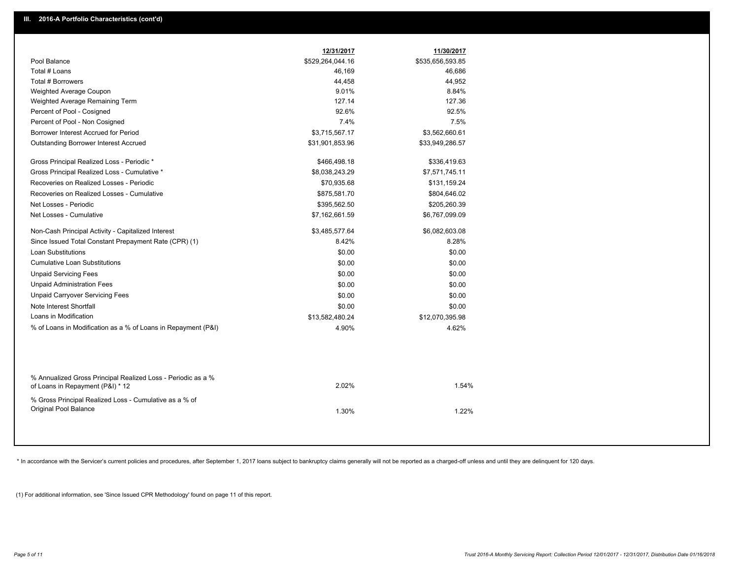## III. 2016-A Portfolio Characteristics (cont'd)

| | 12/31/2017 | 11/30/2017 |
|---|---|---|
| Pool Balance | $529,264,044.16 | $535,656,593.85 |
| Total # Loans | 46,169 | 46,686 |
| Total # Borrowers | 44,458 | 44,952 |
| Weighted Average Coupon | 9.01% | 8.84% |
| Weighted Average Remaining Term | 127.14 | 127.36 |
| Percent of Pool - Cosigned | 92.6% | 92.5% |
| Percent of Pool - Non Cosigned | 7.4% | 7.5% |
| Borrower Interest Accrued for Period | $3,715,567.17 | $3,562,660.61 |
| Outstanding Borrower Interest Accrued | $31,901,853.96 | $33,949,286.57 |
| Gross Principal Realized Loss - Periodic * | $466,498.18 | $336,419.63 |
| Gross Principal Realized Loss - Cumulative * | $8,038,243.29 | $7,571,745.11 |
| Recoveries on Realized Losses - Periodic | $70,935.68 | $131,159.24 |
| Recoveries on Realized Losses - Cumulative | $875,581.70 | $804,646.02 |
| Net Losses - Periodic | $395,562.50 | $205,260.39 |
| Net Losses - Cumulative | $7,162,661.59 | $6,767,099.09 |
| Non-Cash Principal Activity - Capitalized Interest | $3,485,577.64 | $6,082,603.08 |
| Since Issued Total Constant Prepayment Rate (CPR) (1) | 8.42% | 8.28% |
| Loan Substitutions | $0.00 | $0.00 |
| Cumulative Loan Substitutions | $0.00 | $0.00 |
| Unpaid Servicing Fees | $0.00 | $0.00 |
| Unpaid Administration Fees | $0.00 | $0.00 |
| Unpaid Carryover Servicing Fees | $0.00 | $0.00 |
| Note Interest Shortfall | $0.00 | $0.00 |
| Loans in Modification | $13,582,480.24 | $12,070,395.98 |
| % of Loans in Modification as a % of Loans in Repayment (P&I) | 4.90% | 4.62% |
| % Annualized Gross Principal Realized Loss - Periodic as a % of Loans in Repayment (P&I) * 12 | 2.02% | 1.54% |
| % Gross Principal Realized Loss - Cumulative as a % of Original Pool Balance | 1.30% | 1.22% |

* In accordance with the Servicer's current policies and procedures, after September 1, 2017 loans subject to bankruptcy claims generally will not be reported as a charged-off unless and until they are delinquent for 120 days.

(1) For additional information, see 'Since Issued CPR Methodology' found on page 11 of this report.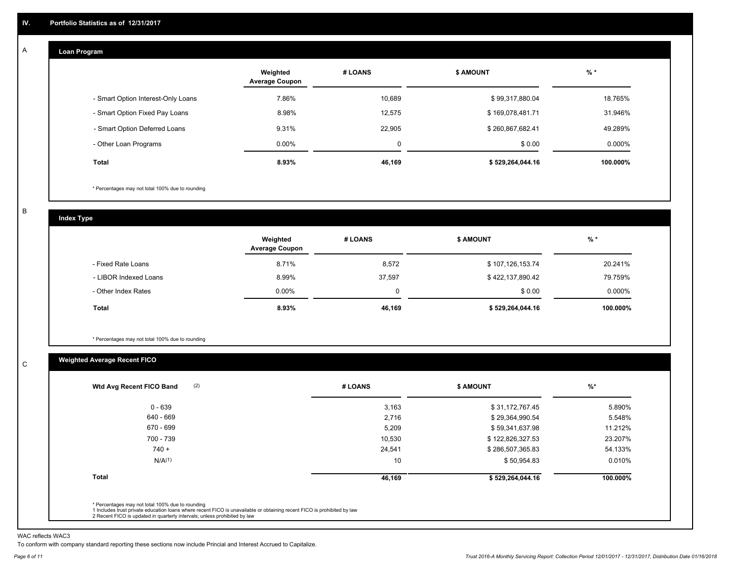# IV. Portfolio Statistics as of 12/31/2017

## A. Loan Program

| | Weighted Average Coupon | # LOANS | $ AMOUNT | % * |
|---|---|---|---|---|
| - Smart Option Interest-Only Loans | 7.86% | 10,689 | $ 99,317,880.04 | 18.765% |
| - Smart Option Fixed Pay Loans | 8.98% | 12,575 | $ 169,078,481.71 | 31.946% |
| - Smart Option Deferred Loans | 9.31% | 22,905 | $ 260,867,682.41 | 49.289% |
| - Other Loan Programs | 0.00% | 0 | $ 0.00 | 0.000% |
| **Total** | **8.93%** | **46,169** | **$ 529,264,044.16** | **100.000%** |

* Percentages may not total 100% due to rounding

## B. Index Type

| | Weighted Average Coupon | # LOANS | $ AMOUNT | % * |
|---|---|---|---|---|
| - Fixed Rate Loans | 8.71% | 8,572 | $ 107,126,153.74 | 20.241% |
| - LIBOR Indexed Loans | 8.99% | 37,597 | $ 422,137,890.42 | 79.759% |
| - Other Index Rates | 0.00% | 0 | $ 0.00 | 0.000% |
| **Total** | **8.93%** | **46,169** | **$ 529,264,044.16** | **100.000%** |

* Percentages may not total 100% due to rounding

## C. Weighted Average Recent FICO

| Wtd Avg Recent FICO Band (2) | # LOANS | $ AMOUNT | %* |
|---|---|---|---|
| 0 - 639 | 3,163 | $ 31,172,767.45 | 5.890% |
| 640 - 669 | 2,716 | $ 29,364,990.54 | 5.548% |
| 670 - 699 | 5,209 | $ 59,341,637.98 | 11.212% |
| 700 - 739 | 10,530 | $ 122,826,327.53 | 23.207% |
| 740 + | 24,541 | $ 286,507,365.83 | 54.133% |
| N/A(1) | 10 | $ 50,954.83 | 0.010% |
| **Total** | **46,169** | **$ 529,264,044.16** | **100.000%** |

* Percentages may not total 100% due to rounding
1 Includes trust private education loans where recent FICO is unavailable or obtaining recent FICO is prohibited by law
2 Recent FICO is updated in quarterly intervals; unless prohibited by law

WAC reflects WAC3

To conform with company standard reporting these sections now include Princial and Interest Accrued to Capitalize.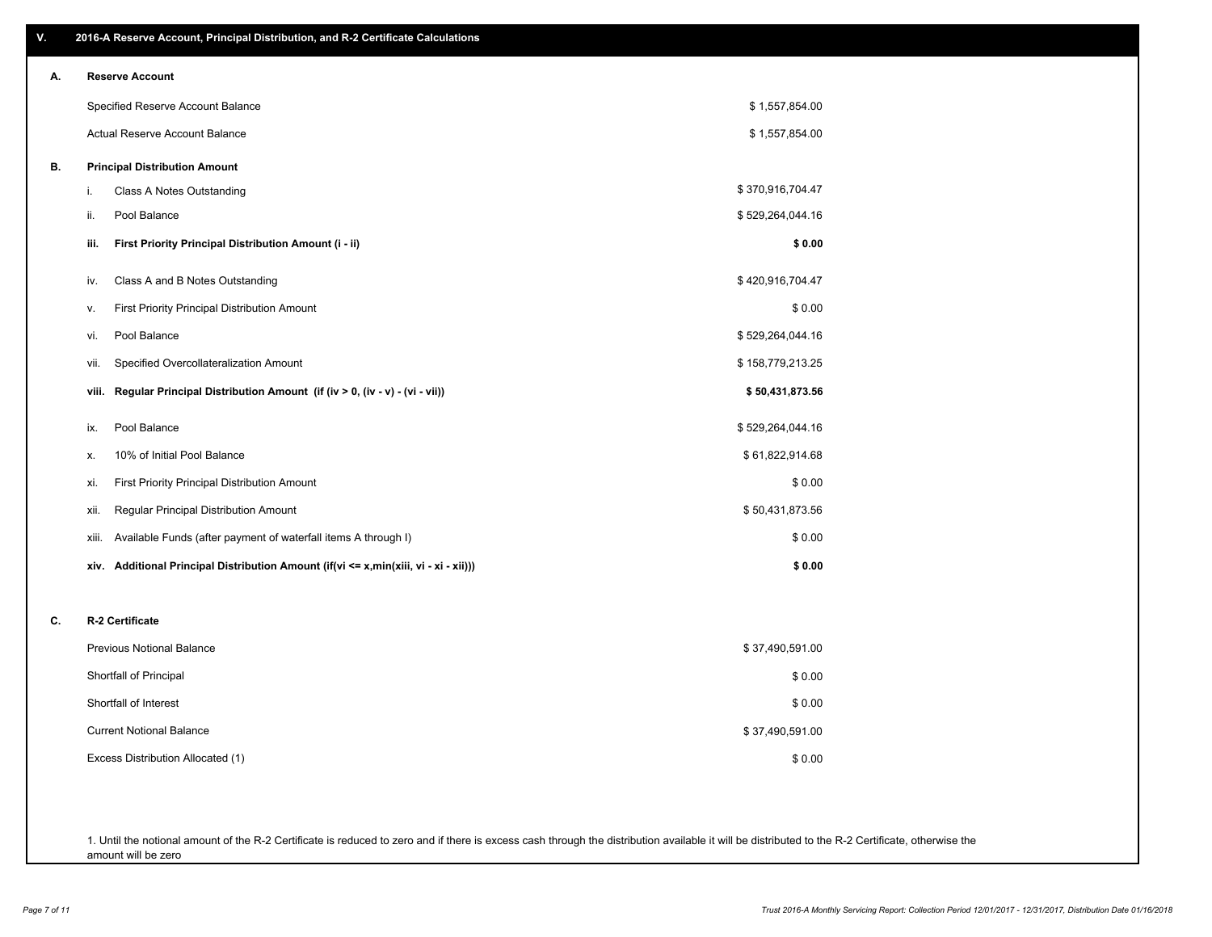## V. 2016-A Reserve Account, Principal Distribution, and R-2 Certificate Calculations

### A. Reserve Account

| | |
|---|---|
| Specified Reserve Account Balance | $ 1,557,854.00 |
| Actual Reserve Account Balance | $ 1,557,854.00 |

### B. Principal Distribution Amount

| | | |
|---|---|---|
| i. | Class A Notes Outstanding | $ 370,916,704.47 |
| ii. | Pool Balance | $ 529,264,044.16 |
| **iii.** | **First Priority Principal Distribution Amount (i - ii)** | **$ 0.00** |
| iv. | Class A and B Notes Outstanding | $ 420,916,704.47 |
| v. | First Priority Principal Distribution Amount | $ 0.00 |
| vi. | Pool Balance | $ 529,264,044.16 |
| vii. | Specified Overcollateralization Amount | $ 158,779,213.25 |
| **viii.** | **Regular Principal Distribution Amount (if (iv > 0, (iv - v) - (vi - vii))** | **$ 50,431,873.56** |
| ix. | Pool Balance | $ 529,264,044.16 |
| x. | 10% of Initial Pool Balance | $ 61,822,914.68 |
| xi. | First Priority Principal Distribution Amount | $ 0.00 |
| xii. | Regular Principal Distribution Amount | $ 50,431,873.56 |
| xiii. | Available Funds (after payment of waterfall items A through I) | $ 0.00 |
| **xiv.** | **Additional Principal Distribution Amount (if(vi <= x,min(xiii, vi - xi - xii)))** | **$ 0.00** |

### C. R-2 Certificate

| | |
|---|---|
| Previous Notional Balance | $ 37,490,591.00 |
| Shortfall of Principal | $ 0.00 |
| Shortfall of Interest | $ 0.00 |
| Current Notional Balance | $ 37,490,591.00 |
| Excess Distribution Allocated (1) | $ 0.00 |

1. Until the notional amount of the R-2 Certificate is reduced to zero and if there is excess cash through the distribution available it will be distributed to the R-2 Certificate, otherwise the amount will be zero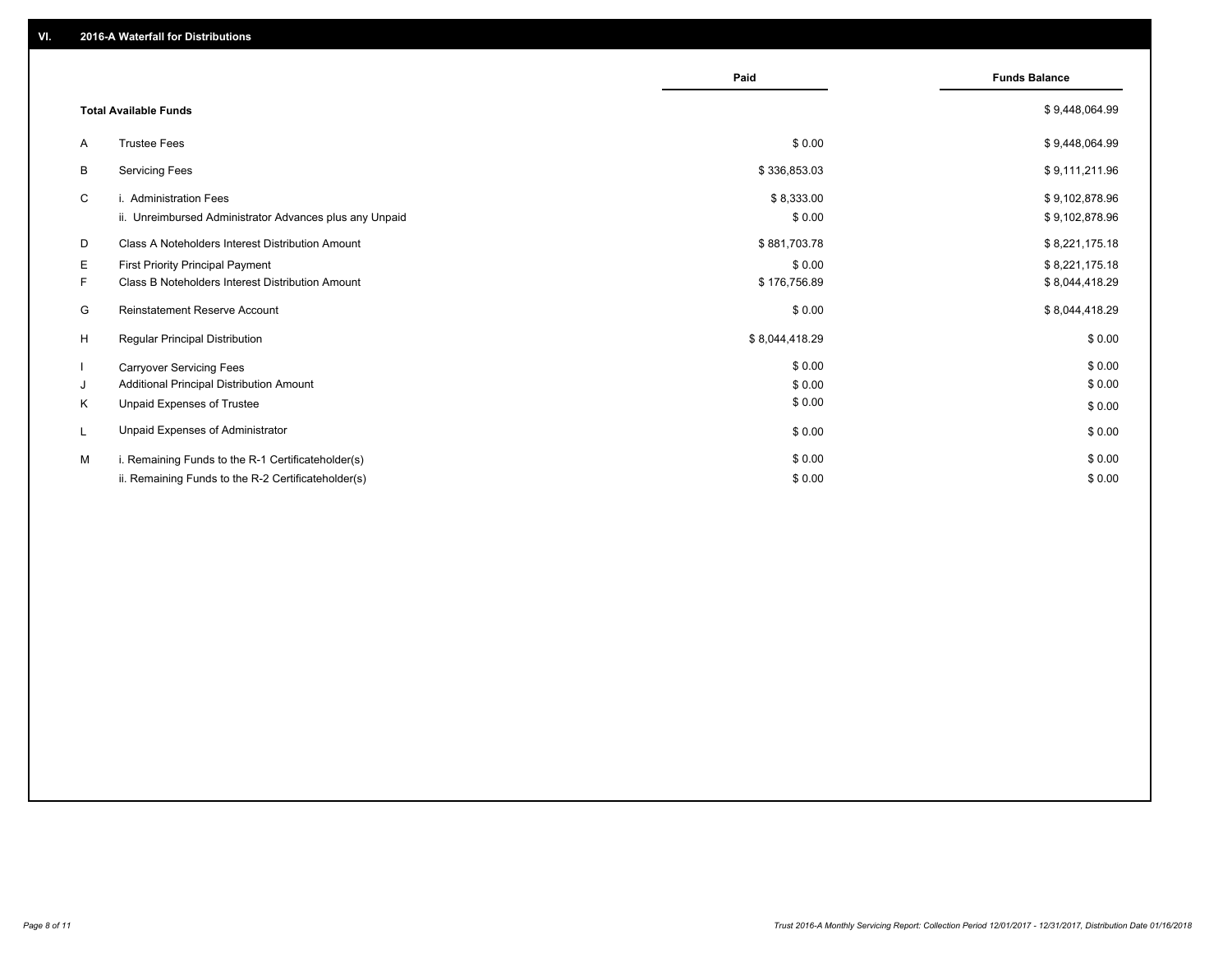## VI. 2016-A Waterfall for Distributions

| | | Paid | Funds Balance |
|---|---|---|---|
| | **Total Available Funds** | | $ 9,448,064.99 |
| A | Trustee Fees | $ 0.00 | $ 9,448,064.99 |
| B | Servicing Fees | $ 336,853.03 | $ 9,111,211.96 |
| C | i. Administration Fees | $ 8,333.00 | $ 9,102,878.96 |
| | ii. Unreimbursed Administrator Advances plus any Unpaid | $ 0.00 | $ 9,102,878.96 |
| D | Class A Noteholders Interest Distribution Amount | $ 881,703.78 | $ 8,221,175.18 |
| E | First Priority Principal Payment | $ 0.00 | $ 8,221,175.18 |
| F | Class B Noteholders Interest Distribution Amount | $ 176,756.89 | $ 8,044,418.29 |
| G | Reinstatement Reserve Account | $ 0.00 | $ 8,044,418.29 |
| H | Regular Principal Distribution | $ 8,044,418.29 | $ 0.00 |
| I | Carryover Servicing Fees | $ 0.00 | $ 0.00 |
| J | Additional Principal Distribution Amount | $ 0.00 | $ 0.00 |
| K | Unpaid Expenses of Trustee | $ 0.00 | $ 0.00 |
| L | Unpaid Expenses of Administrator | $ 0.00 | $ 0.00 |
| M | i. Remaining Funds to the R-1 Certificateholder(s) | $ 0.00 | $ 0.00 |
| | ii. Remaining Funds to the R-2 Certificateholder(s) | $ 0.00 | $ 0.00 |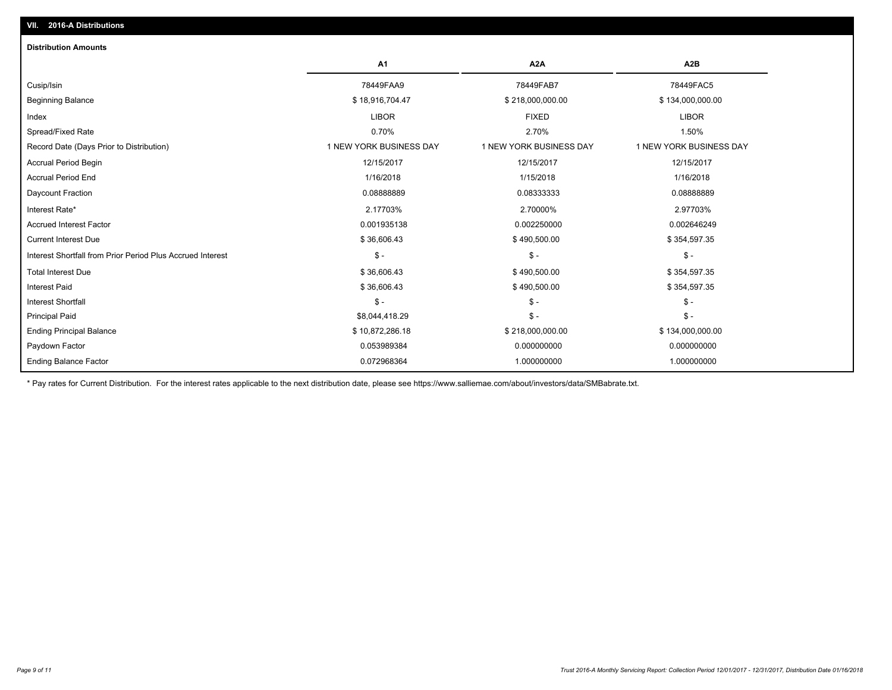## VII. 2016-A Distributions

### Distribution Amounts

| | A1 | A2A | A2B |
|---|---|---|---|
| Cusip/Isin | 78449FAA9 | 78449FAB7 | 78449FAC5 |
| Beginning Balance | $ 18,916,704.47 | $ 218,000,000.00 | $ 134,000,000.00 |
| Index | LIBOR | FIXED | LIBOR |
| Spread/Fixed Rate | 0.70% | 2.70% | 1.50% |
| Record Date (Days Prior to Distribution) | 1 NEW YORK BUSINESS DAY | 1 NEW YORK BUSINESS DAY | 1 NEW YORK BUSINESS DAY |
| Accrual Period Begin | 12/15/2017 | 12/15/2017 | 12/15/2017 |
| Accrual Period End | 1/16/2018 | 1/15/2018 | 1/16/2018 |
| Daycount Fraction | 0.08888889 | 0.08333333 | 0.08888889 |
| Interest Rate* | 2.17703% | 2.70000% | 2.97703% |
| Accrued Interest Factor | 0.001935138 | 0.002250000 | 0.002646249 |
| Current Interest Due | $ 36,606.43 | $ 490,500.00 | $ 354,597.35 |
| Interest Shortfall from Prior Period Plus Accrued Interest | $ - | $ - | $ - |
| Total Interest Due | $ 36,606.43 | $ 490,500.00 | $ 354,597.35 |
| Interest Paid | $ 36,606.43 | $ 490,500.00 | $ 354,597.35 |
| Interest Shortfall | $ - | $ - | $ - |
| Principal Paid | $8,044,418.29 | $ - | $ - |
| Ending Principal Balance | $ 10,872,286.18 | $ 218,000,000.00 | $ 134,000,000.00 |
| Paydown Factor | 0.053989384 | 0.000000000 | 0.000000000 |
| Ending Balance Factor | 0.072968364 | 1.000000000 | 1.000000000 |

* Pay rates for Current Distribution. For the interest rates applicable to the next distribution date, please see https://www.salliemae.com/about/investors/data/SMBabrate.txt.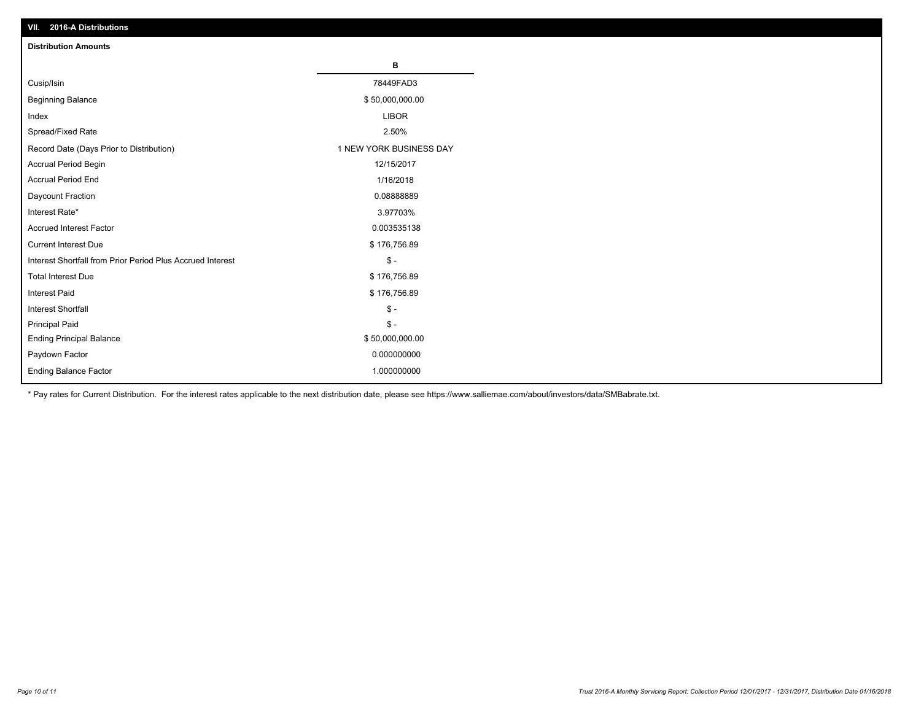## VII. 2016-A Distributions

### Distribution Amounts

| | B |
|---|---|
| Cusip/Isin | 78449FAD3 |
| Beginning Balance | $ 50,000,000.00 |
| Index | LIBOR |
| Spread/Fixed Rate | 2.50% |
| Record Date (Days Prior to Distribution) | 1 NEW YORK BUSINESS DAY |
| Accrual Period Begin | 12/15/2017 |
| Accrual Period End | 1/16/2018 |
| Daycount Fraction | 0.08888889 |
| Interest Rate* | 3.97703% |
| Accrued Interest Factor | 0.003535138 |
| Current Interest Due | $ 176,756.89 |
| Interest Shortfall from Prior Period Plus Accrued Interest | $ - |
| Total Interest Due | $ 176,756.89 |
| Interest Paid | $ 176,756.89 |
| Interest Shortfall | $ - |
| Principal Paid | $ - |
| Ending Principal Balance | $ 50,000,000.00 |
| Paydown Factor | 0.000000000 |
| Ending Balance Factor | 1.000000000 |

* Pay rates for Current Distribution. For the interest rates applicable to the next distribution date, please see https://www.salliemae.com/about/investors/data/SMBabrate.txt.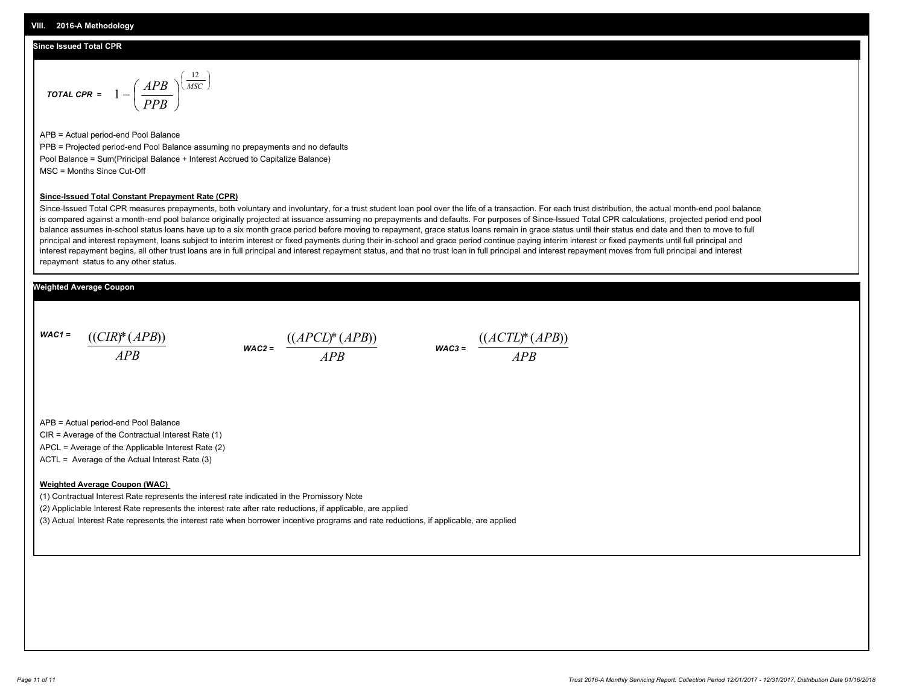## VIII. 2016-A Methodology

### Since Issued Total CPR

**TOTAL CPR =** $$1 - \left( \frac{APB}{PPB} \right)^{\left( \frac{12}{MSC} \right)}$$

APB = Actual period-end Pool Balance

PPB = Projected period-end Pool Balance assuming no prepayments and no defaults

Pool Balance = Sum(Principal Balance + Interest Accrued to Capitalize Balance)

MSC = Months Since Cut-Off

**Since-Issued Total Constant Prepayment Rate (CPR)**

Since-Issued Total CPR measures prepayments, both voluntary and involuntary, for a trust student loan pool over the life of a transaction. For each trust distribution, the actual month-end pool balance is compared against a month-end pool balance originally projected at issuance assuming no prepayments and defaults. For purposes of Since-Issued Total CPR calculations, projected period end pool balance assumes in-school status loans have up to a six month grace period before moving to repayment, grace status loans remain in grace status until their status end date and then to move to full principal and interest repayment, loans subject to interim interest or fixed payments during their in-school and grace period continue paying interim interest or fixed payments until full principal and interest repayment begins, all other trust loans are in full principal and interest repayment status, and that no trust loan in full principal and interest repayment moves from full principal and interest repayment status to any other status.

### Weighted Average Coupon

**WAC1 =** $$\frac{((CIR)*(APB))}{APB}$$

**WAC2 =** $$\frac{((APCL)*(APB))}{APB}$$

**WAC3 =** $$\frac{((ACTL)*(APB))}{APB}$$

APB = Actual period-end Pool Balance

CIR = Average of the Contractual Interest Rate (1)

APCL = Average of the Applicable Interest Rate (2)

ACTL = Average of the Actual Interest Rate (3)

**Weighted Average Coupon (WAC)**

(1) Contractual Interest Rate represents the interest rate indicated in the Promissory Note

(2) Appliclable Interest Rate represents the interest rate after rate reductions, if applicable, are applied

(3) Actual Interest Rate represents the interest rate when borrower incentive programs and rate reductions, if applicable, are applied